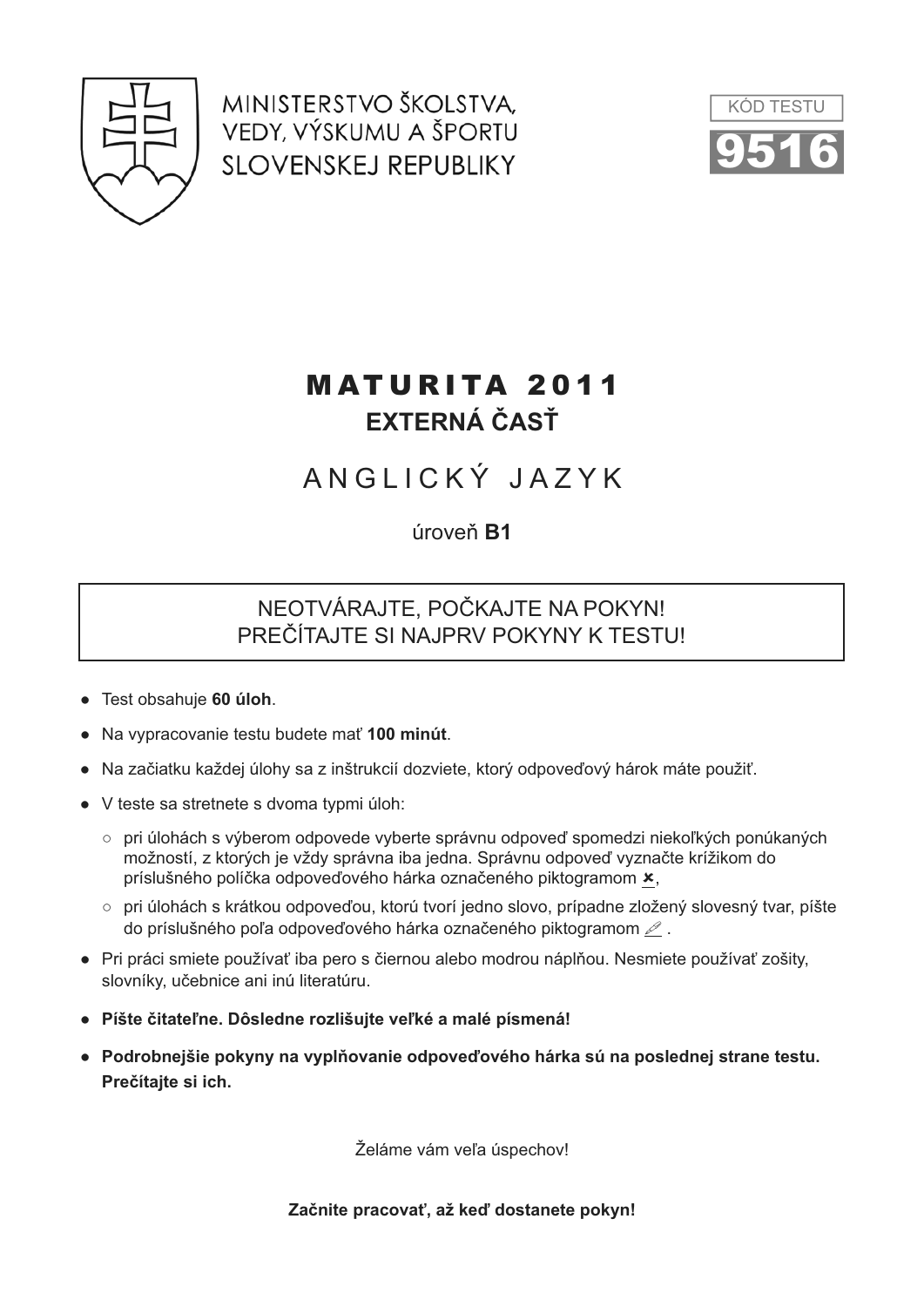MINISTERSTVO ŠKOLSTVA, VEDY, VÝSKUMU A ŠPORTU SLOVENSKEJ REPUBLIKY

KÓD TESTU
**9516**

# MATURITA 2011

## EXTERNÁ ČASŤ

# ANGLICKÝ JAZYK

úroveň **B1**

NEOTVÁRAJTE, POČKAJTE NA POKYN!
PREČÍTAJTE SI NAJPRV POKYNY K TESTU!

- Test obsahuje **60 úloh**.
- Na vypracovanie testu budete mať **100 minút**.
- Na začiatku každej úlohy sa z inštrukcií dozviete, ktorý odpoveďový hárok máte použiť.
- V teste sa stretnete s dvoma typmi úloh:
  - pri úlohách s výberom odpovede vyberte správnu odpoveď spomedzi niekoľkých ponúkaných možností, z ktorých je vždy správna iba jedna. Správnu odpoveď vyznačte krížikom do príslušného políčka odpoveďového hárka označeného piktogramom ✖,
  - pri úlohách s krátkou odpoveďou, ktorú tvorí jedno slovo, prípadne zložený slovesný tvar, píšte do príslušného poľa odpoveďového hárka označeného piktogramom ✎ .
- Pri práci smiete používať iba pero s čiernou alebo modrou náplňou. Nesmiete používať zošity, slovníky, učebnice ani inú literatúru.
- **Píšte čitateľne. Dôsledne rozlišujte veľké a malé písmená!**
- **Podrobnejšie pokyny na vypĺňovanie odpoveďového hárka sú na poslednej strane testu. Prečítajte si ich.**

Želáme vám veľa úspechov!

**Začnite pracovať, až keď dostanete pokyn!**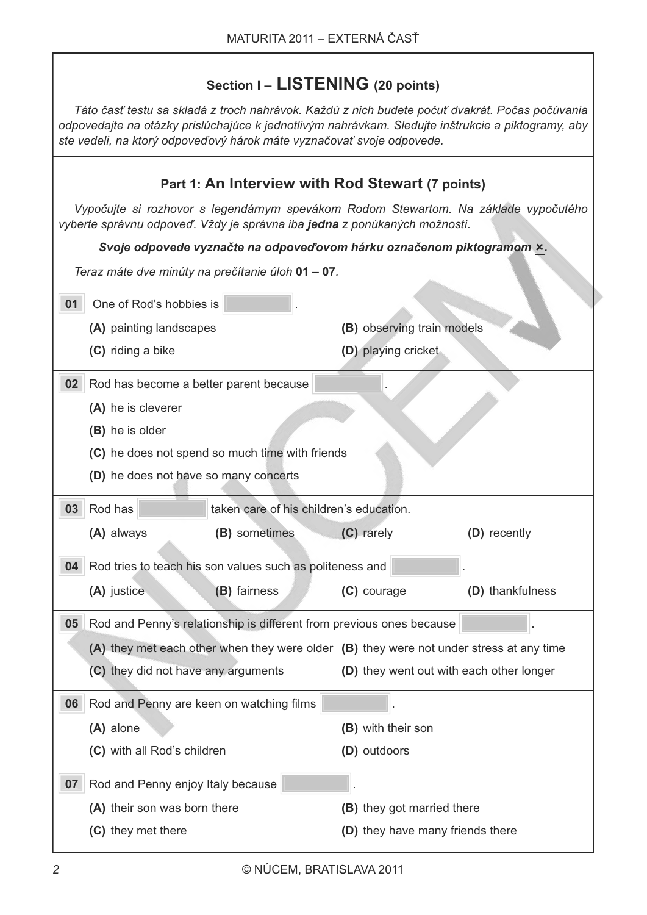## Section I – LISTENING (20 points)

*Táto časť testu sa skladá z troch nahrávok. Každú z nich budete počuť dvakrát. Počas počúvania odpovedajte na otázky prislúchajúce k jednotlivým nahrávkam. Sledujte inštrukcie a piktogramy, aby ste vedeli, na ktorý odpoveďový hárok máte vyznačovať svoje odpovede.*

### Part 1: An Interview with Rod Stewart (7 points)

*Vypočujte si rozhovor s legendárnym spevákom Rodom Stewartom. Na základe vypočutého vyberte správnu odpoveď. Vždy je správna iba **jedna** z ponúkaných možností.*

***Svoje odpovede vyznačte na odpoveďovom hárku označenom piktogramom ×.***

*Teraz máte dve minúty na prečítanie úloh **01 – 07**.*

**01** One of Rod's hobbies is ______ .

(A) painting landscapes
(B) observing train models
(C) riding a bike
(D) playing cricket

**02** Rod has become a better parent because ______ .

(A) he is cleverer
(B) he is older
(C) he does not spend so much time with friends
(D) he does not have so many concerts

**03** Rod has ______ taken care of his children's education.

(A) always
(B) sometimes
(C) rarely
(D) recently

**04** Rod tries to teach his son values such as politeness and ______ .

(A) justice
(B) fairness
(C) courage
(D) thankfulness

**05** Rod and Penny's relationship is different from previous ones because ______ .

(A) they met each other when they were older
(B) they were not under stress at any time
(C) they did not have any arguments
(D) they went out with each other longer

**06** Rod and Penny are keen on watching films ______ .

(A) alone
(B) with their son
(C) with all Rod's children
(D) outdoors

**07** Rod and Penny enjoy Italy because ______ .

(A) their son was born there
(B) they got married there
(C) they met there
(D) they have many friends there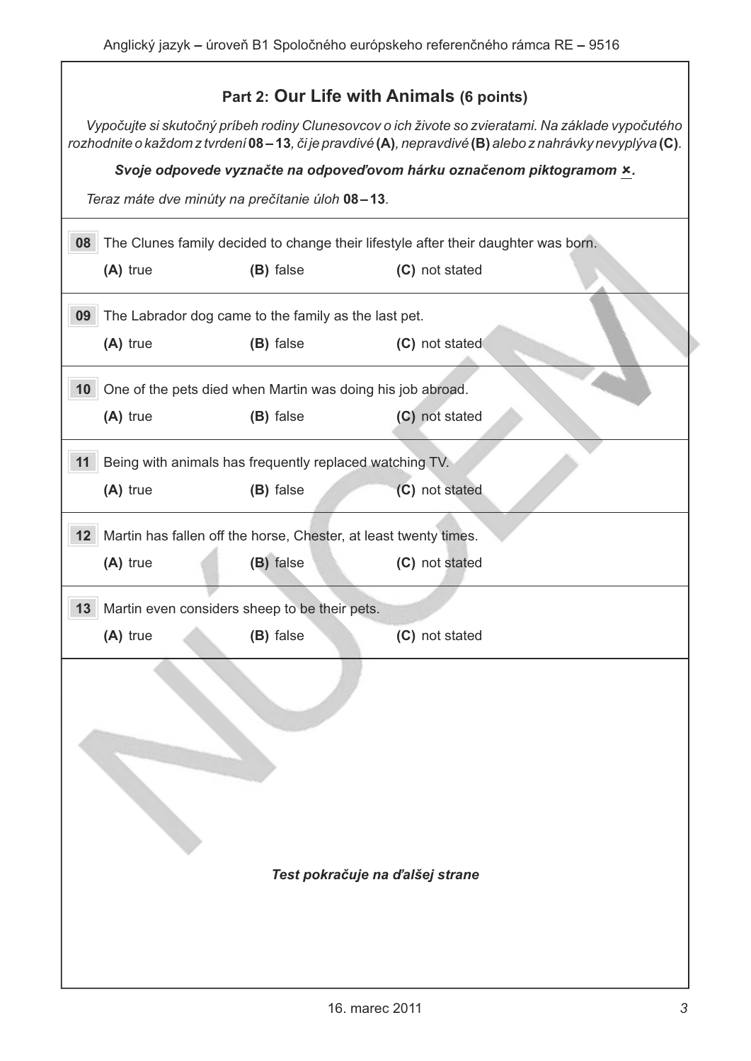## Part 2: Our Life with Animals (6 points)

*Vypočujte si skutočný príbeh rodiny Clunesovcov o ich živote so zvieratami. Na základe vypočutého rozhodnite o každom z tvrdení* **08 – 13**, *či je pravdivé* **(A)**, *nepravdivé* **(B)** *alebo z nahrávky nevyplýva* **(C)**.

***Svoje odpovede vyznačte na odpoveďovom hárku označenom piktogramom ×.***

*Teraz máte dve minúty na prečítanie úloh* **08 – 13**.

**08** The Clunes family decided to change their lifestyle after their daughter was born.

**(A)** true **(B)** false **(C)** not stated

**09** The Labrador dog came to the family as the last pet.

**(A)** true **(B)** false **(C)** not stated

**10** One of the pets died when Martin was doing his job abroad.

**(A)** true **(B)** false **(C)** not stated

**11** Being with animals has frequently replaced watching TV.

**(A)** true **(B)** false **(C)** not stated

**12** Martin has fallen off the horse, Chester, at least twenty times.

**(A)** true **(B)** false **(C)** not stated

**13** Martin even considers sheep to be their pets.

**(A)** true **(B)** false **(C)** not stated

***Test pokračuje na ďalšej strane***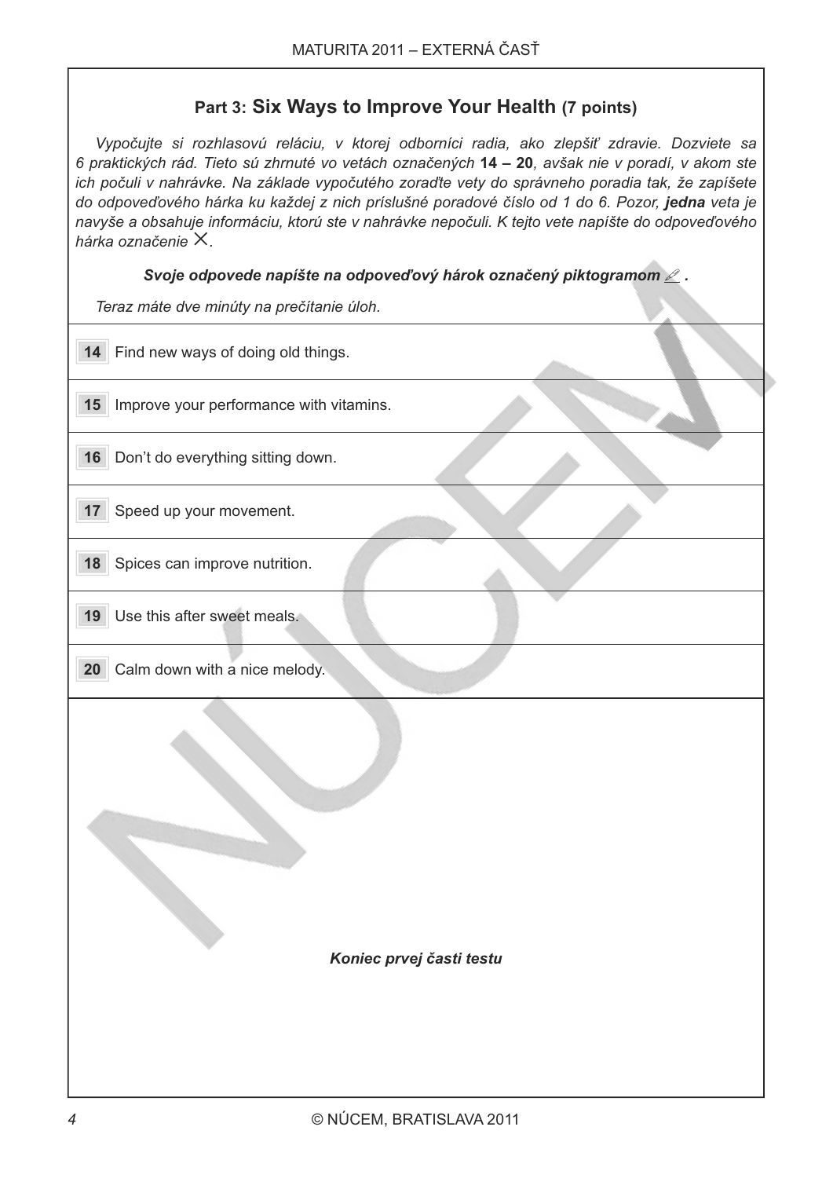## Part 3: Six Ways to Improve Your Health (7 points)

*Vypočujte si rozhlasovú reláciu, v ktorej odborníci radia, ako zlepšiť zdravie. Dozviete sa 6 praktických rád. Tieto sú zhrnuté vo vetách označených* **14 – 20**, *avšak nie v poradí, v akom ste ich počuli v nahrávke. Na základe vypočutého zoraďte vety do správneho poradia tak, že zapíšete do odpoveďového hárka ku každej z nich príslušné poradové číslo od 1 do 6. Pozor,* ***jedna*** *veta je navyše a obsahuje informáciu, ktorú ste v nahrávke nepočuli. K tejto vete napíšte do odpoveďového hárka označenie* ✕.

***Svoje odpovede napíšte na odpoveďový hárok označený piktogramom ✎ .***

*Teraz máte dve minúty na prečítanie úloh.*

**14** Find new ways of doing old things.

**15** Improve your performance with vitamins.

**16** Don't do everything sitting down.

**17** Speed up your movement.

**18** Spices can improve nutrition.

**19** Use this after sweet meals.

**20** Calm down with a nice melody.

***Koniec prvej časti testu***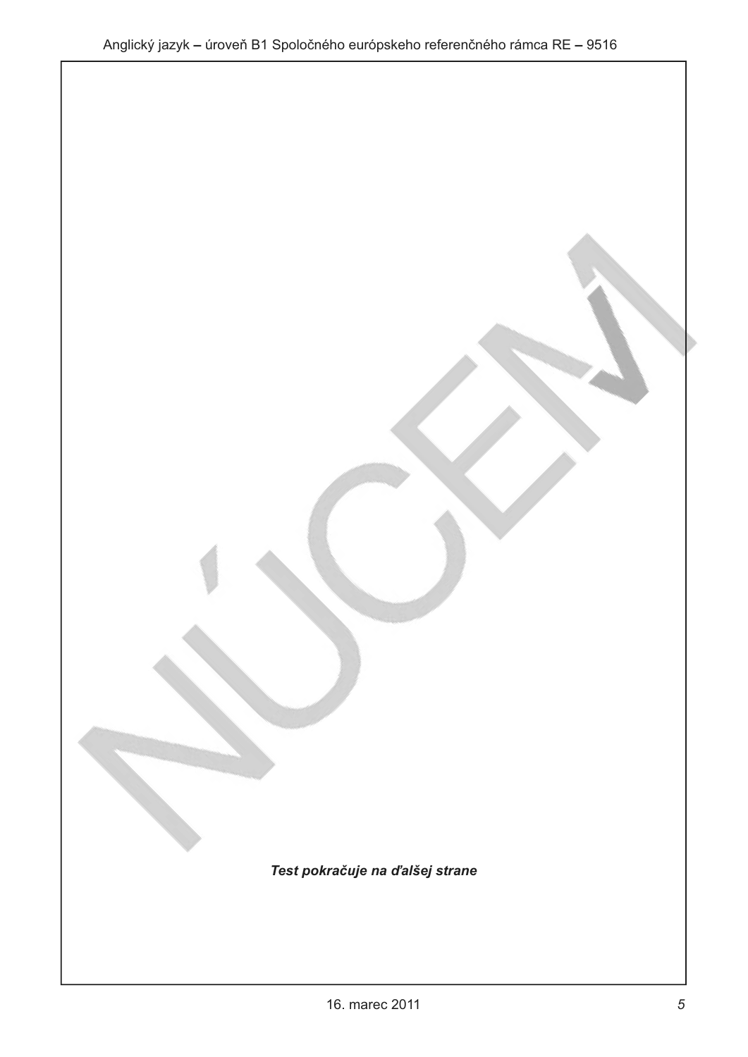*Test pokračuje na ďalšej strane*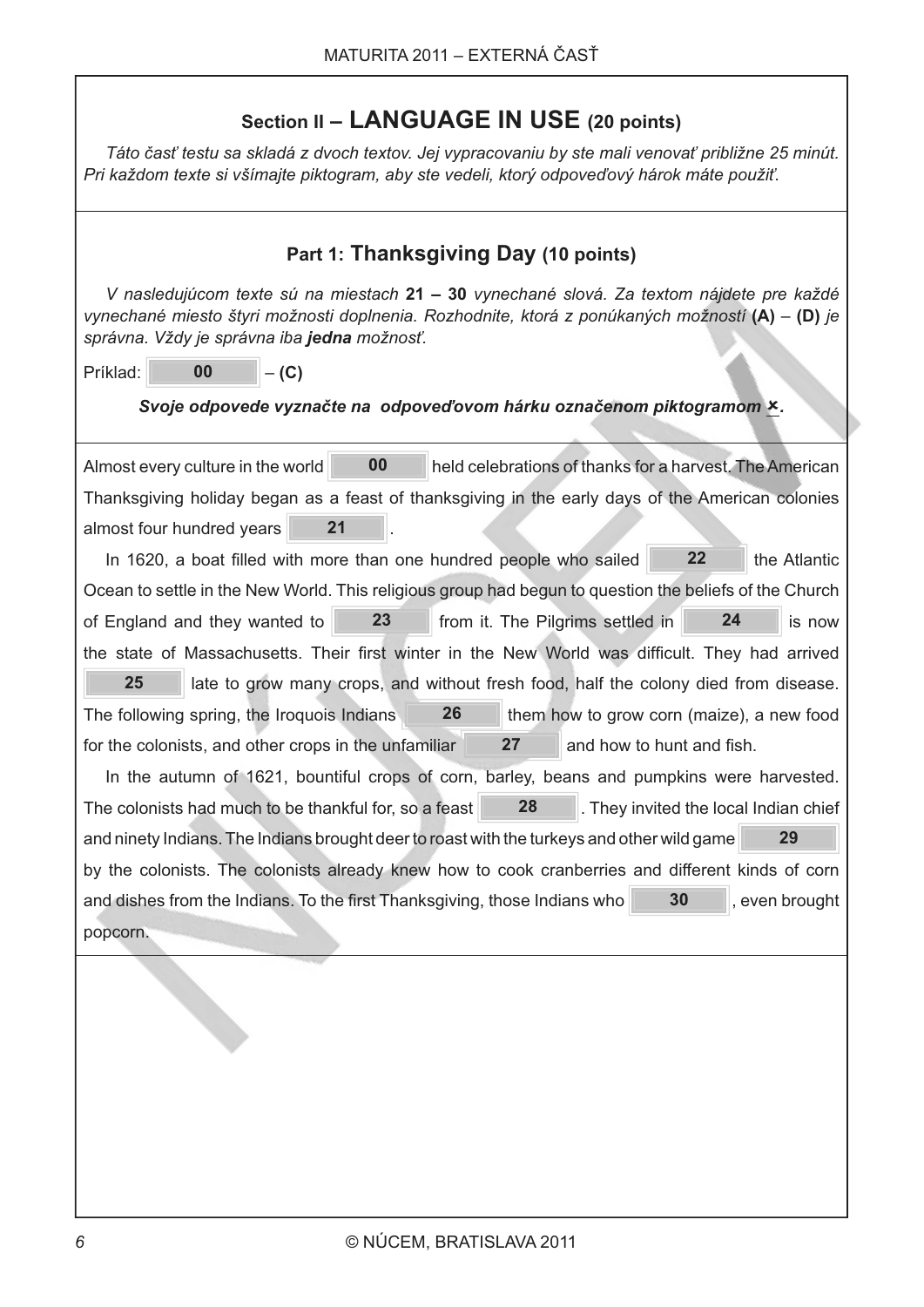## Section II – LANGUAGE IN USE (20 points)

*Táto časť testu sa skladá z dvoch textov. Jej vypracovaniu by ste mali venovať približne 25 minút. Pri každom texte si všímajte piktogram, aby ste vedeli, ktorý odpoveďový hárok máte použiť.*

### Part 1: Thanksgiving Day (10 points)

*V nasledujúcom texte sú na miestach* **21 – 30** *vynechané slová. Za textom nájdete pre každé vynechané miesto štyri možnosti doplnenia. Rozhodnite, ktorá z ponúkaných možností* **(A)** *–* **(D)** *je správna. Vždy je správna iba* ***jedna*** *možnosť.*

Príklad: **00** – **(C)**

***Svoje odpovede vyznačte na odpoveďovom hárku označenom piktogramom ×.***

Almost every culture in the world **00** held celebrations of thanks for a harvest. The American Thanksgiving holiday began as a feast of thanksgiving in the early days of the American colonies almost four hundred years **21** .

In 1620, a boat filled with more than one hundred people who sailed **22** the Atlantic Ocean to settle in the New World. This religious group had begun to question the beliefs of the Church of England and they wanted to **23** from it. The Pilgrims settled in **24** is now the state of Massachusetts. Their first winter in the New World was difficult. They had arrived **25** late to grow many crops, and without fresh food, half the colony died from disease. The following spring, the Iroquois Indians **26** them how to grow corn (maize), a new food for the colonists, and other crops in the unfamiliar **27** and how to hunt and fish.

In the autumn of 1621, bountiful crops of corn, barley, beans and pumpkins were harvested. The colonists had much to be thankful for, so a feast **28** . They invited the local Indian chief and ninety Indians. The Indians brought deer to roast with the turkeys and other wild game **29** by the colonists. The colonists already knew how to cook cranberries and different kinds of corn and dishes from the Indians. To the first Thanksgiving, those Indians who **30** , even brought popcorn.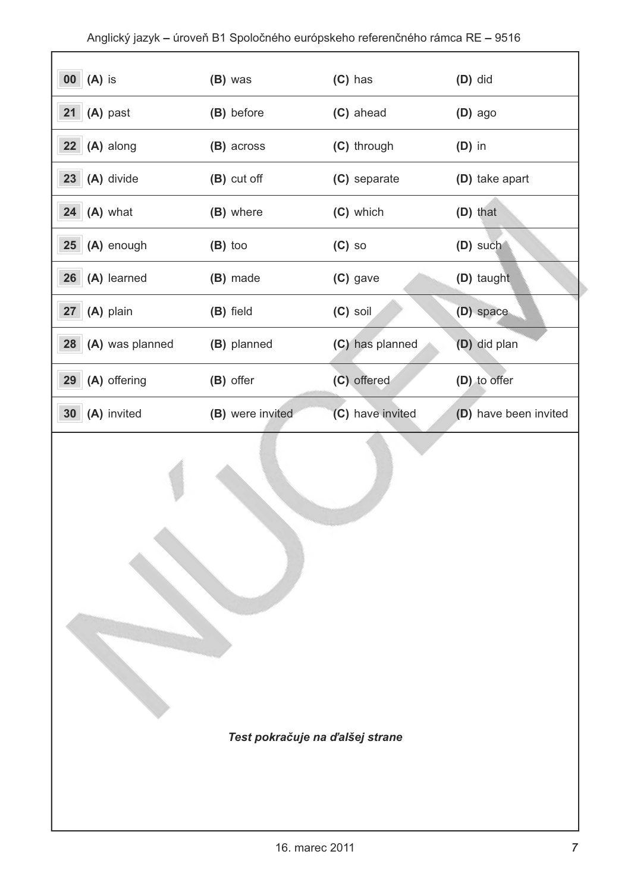| | | | | |
|---|---|---|---|---|
| **00** | **(A)** is | **(B)** was | **(C)** has | **(D)** did |
| **21** | **(A)** past | **(B)** before | **(C)** ahead | **(D)** ago |
| **22** | **(A)** along | **(B)** across | **(C)** through | **(D)** in |
| **23** | **(A)** divide | **(B)** cut off | **(C)** separate | **(D)** take apart |
| **24** | **(A)** what | **(B)** where | **(C)** which | **(D)** that |
| **25** | **(A)** enough | **(B)** too | **(C)** so | **(D)** such |
| **26** | **(A)** learned | **(B)** made | **(C)** gave | **(D)** taught |
| **27** | **(A)** plain | **(B)** field | **(C)** soil | **(D)** space |
| **28** | **(A)** was planned | **(B)** planned | **(C)** has planned | **(D)** did plan |
| **29** | **(A)** offering | **(B)** offer | **(C)** offered | **(D)** to offer |
| **30** | **(A)** invited | **(B)** were invited | **(C)** have invited | **(D)** have been invited |

***Test pokračuje na ďalšej strane***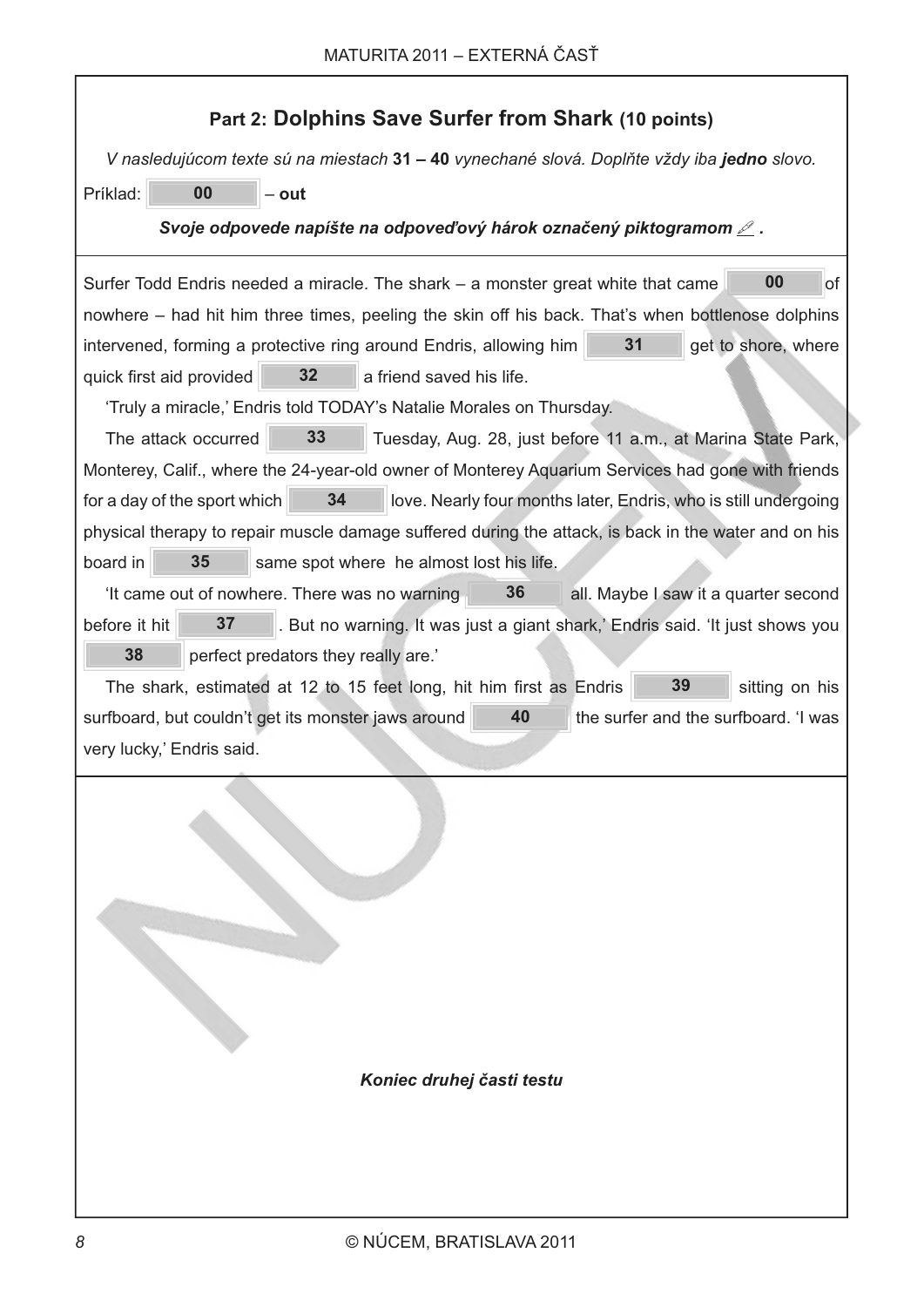## Part 2: Dolphins Save Surfer from Shark (10 points)

*V nasledujúcom texte sú na miestach* **31 – 40** *vynechané slová. Doplňte vždy iba* ***jedno*** *slovo.*

Príklad: **00** – **out**

***Svoje odpovede napíšte na odpoveďový hárok označený piktogramom ✎ .***

Surfer Todd Endris needed a miracle. The shark – a monster great white that came **00** of nowhere – had hit him three times, peeling the skin off his back. That's when bottlenose dolphins intervened, forming a protective ring around Endris, allowing him **31** get to shore, where quick first aid provided **32** a friend saved his life.

'Truly a miracle,' Endris told TODAY's Natalie Morales on Thursday.

The attack occurred **33** Tuesday, Aug. 28, just before 11 a.m., at Marina State Park, Monterey, Calif., where the 24-year-old owner of Monterey Aquarium Services had gone with friends for a day of the sport which **34** love. Nearly four months later, Endris, who is still undergoing physical therapy to repair muscle damage suffered during the attack, is back in the water and on his board in **35** same spot where he almost lost his life.

'It came out of nowhere. There was no warning **36** all. Maybe I saw it a quarter second before it hit **37** . But no warning. It was just a giant shark,' Endris said. 'It just shows you **38** perfect predators they really are.'

The shark, estimated at 12 to 15 feet long, hit him first as Endris **39** sitting on his surfboard, but couldn't get its monster jaws around **40** the surfer and the surfboard. 'I was very lucky,' Endris said.

***Koniec druhej časti testu***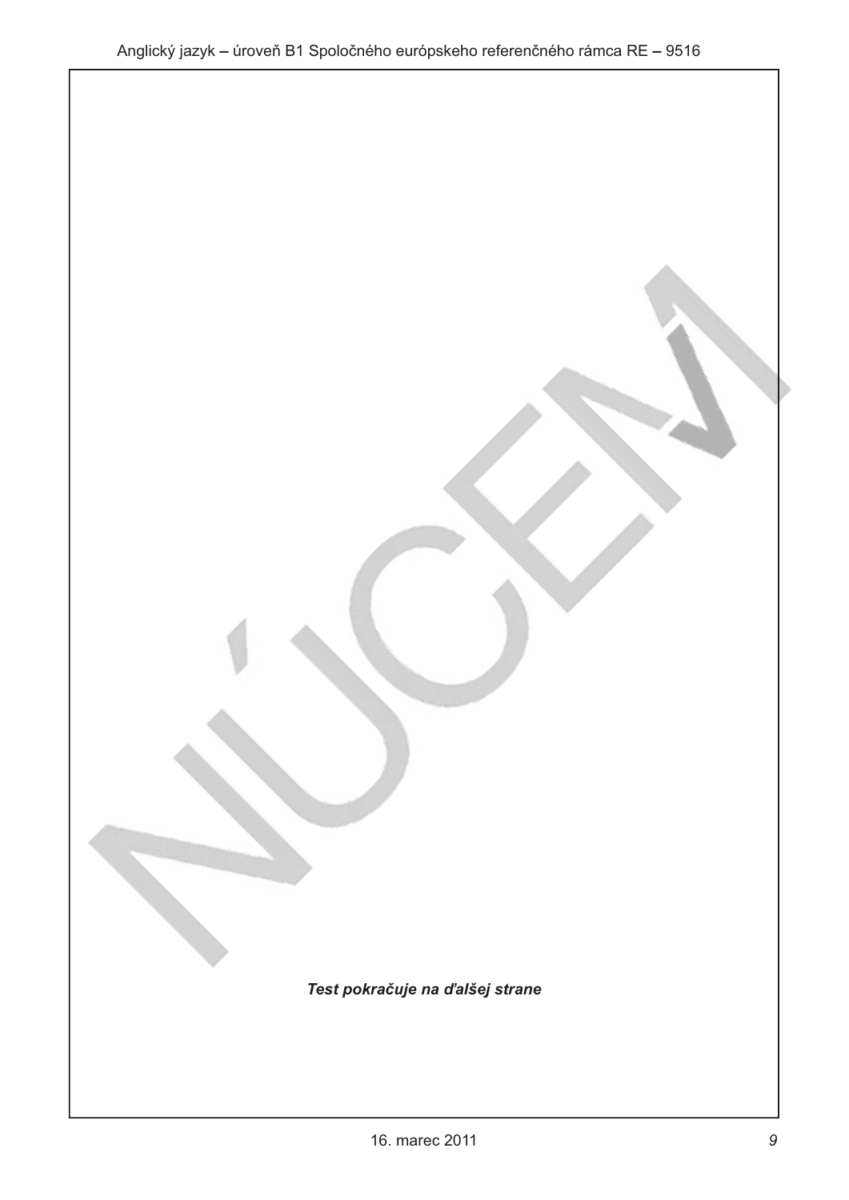*Test pokračuje na ďalšej strane*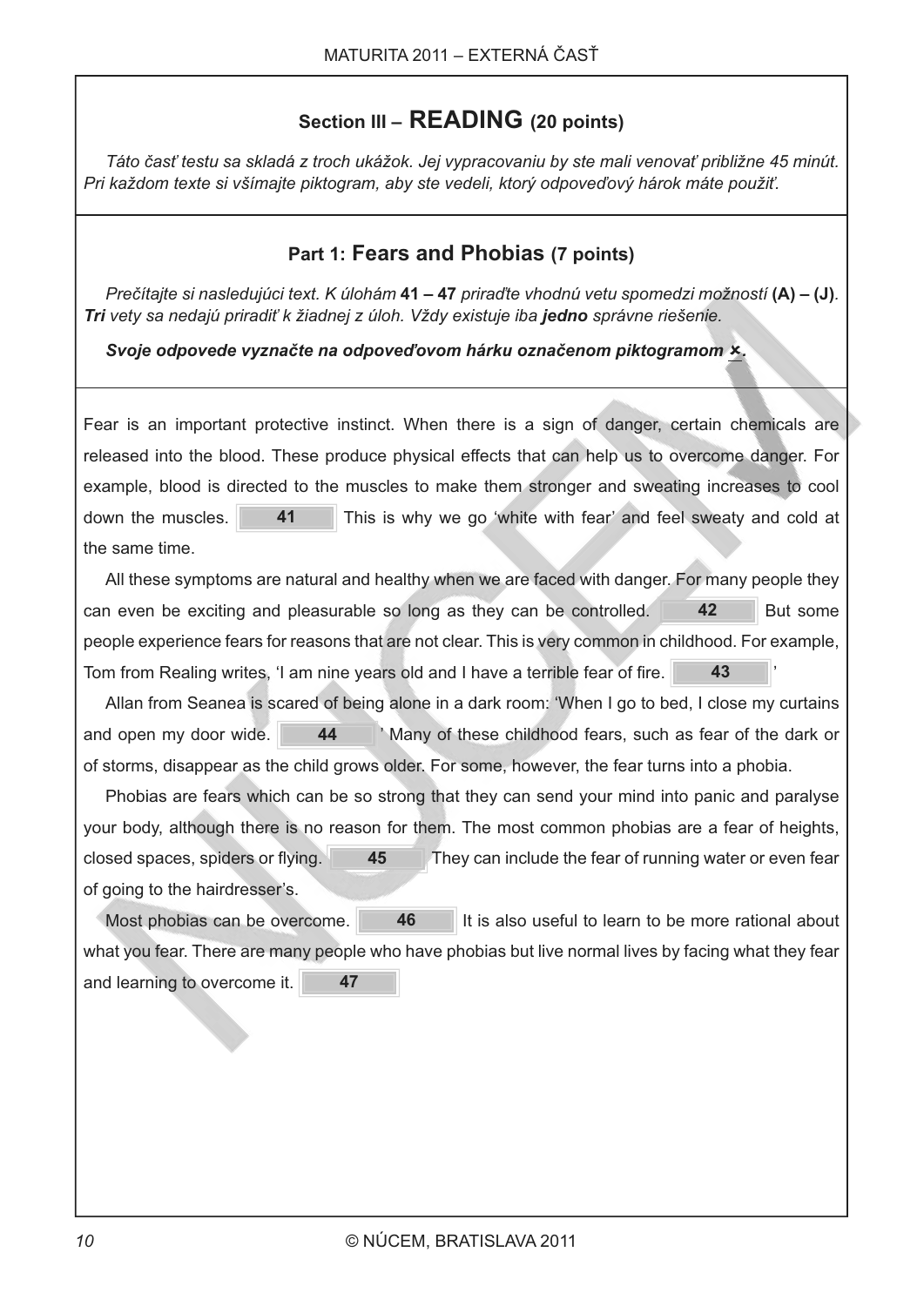## Section III – **READING** (20 points)

*Táto časť testu sa skladá z troch ukážok. Jej vypracovaniu by ste mali venovať približne 45 minút. Pri každom texte si všímajte piktogram, aby ste vedeli, ktorý odpoveďový hárok máte použiť.*

### Part 1: **Fears and Phobias** (7 points)

*Prečítajte si nasledujúci text. K úlohám* **41 – 47** *priraďte vhodnú vetu spomedzi možností* **(A) – (J)**. ***Tri*** *vety sa nedajú priradiť k žiadnej z úloh. Vždy existuje iba* ***jedno*** *správne riešenie.*

***Svoje odpovede vyznačte na odpoveďovom hárku označenom piktogramom ×.***

Fear is an important protective instinct. When there is a sign of danger, certain chemicals are released into the blood. These produce physical effects that can help us to overcome danger. For example, blood is directed to the muscles to make them stronger and sweating increases to cool down the muscles. **41** This is why we go 'white with fear' and feel sweaty and cold at the same time.

All these symptoms are natural and healthy when we are faced with danger. For many people they can even be exciting and pleasurable so long as they can be controlled. **42** But some people experience fears for reasons that are not clear. This is very common in childhood. For example, Tom from Realing writes, 'I am nine years old and I have a terrible fear of fire. **43** '

Allan from Seanea is scared of being alone in a dark room: 'When I go to bed, I close my curtains and open my door wide. **44** ' Many of these childhood fears, such as fear of the dark or of storms, disappear as the child grows older. For some, however, the fear turns into a phobia.

Phobias are fears which can be so strong that they can send your mind into panic and paralyse your body, although there is no reason for them. The most common phobias are a fear of heights, closed spaces, spiders or flying. **45** They can include the fear of running water or even fear of going to the hairdresser's.

Most phobias can be overcome. **46** It is also useful to learn to be more rational about what you fear. There are many people who have phobias but live normal lives by facing what they fear and learning to overcome it. **47**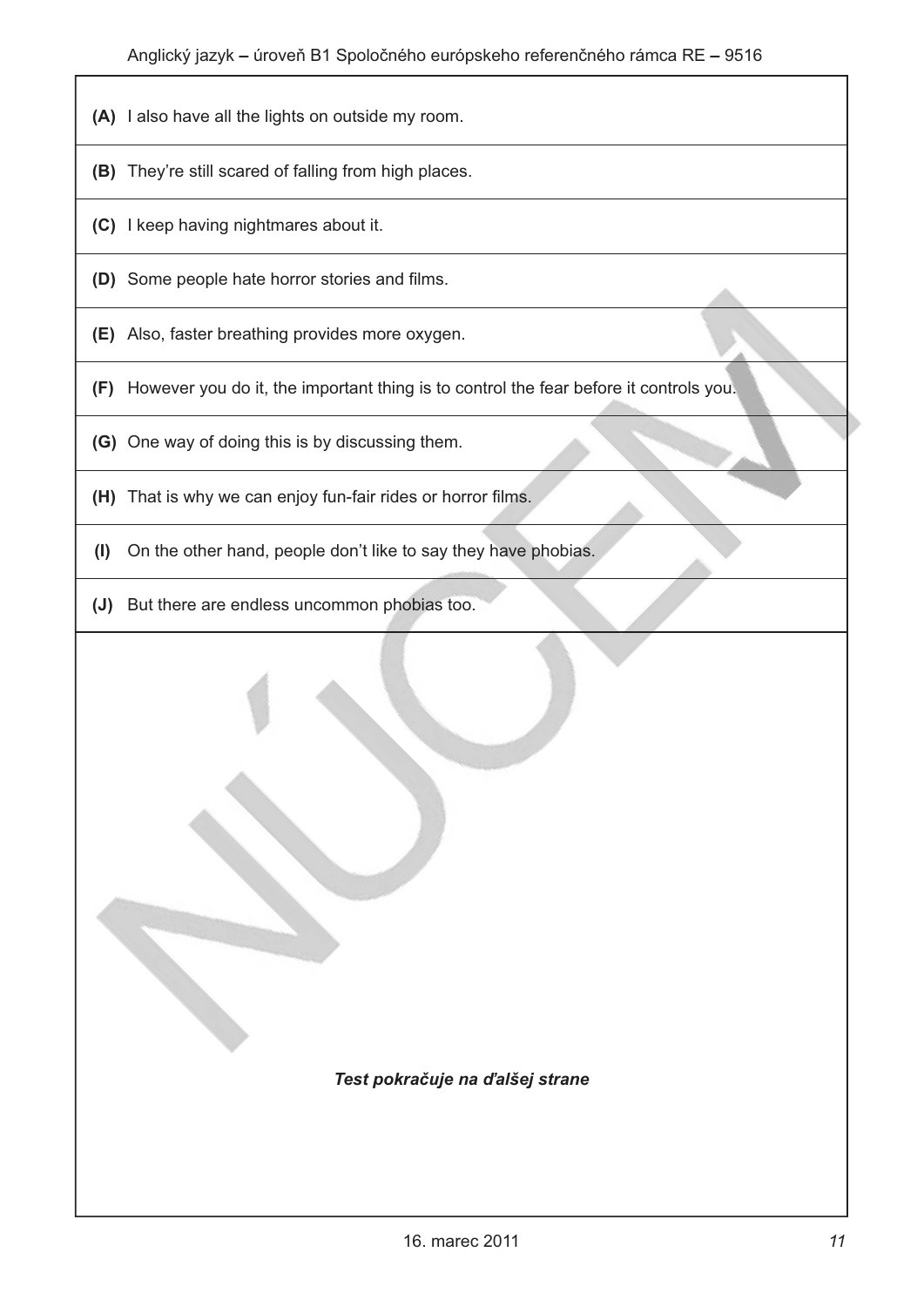**(A)** I also have all the lights on outside my room.

**(B)** They're still scared of falling from high places.

**(C)** I keep having nightmares about it.

**(D)** Some people hate horror stories and films.

**(E)** Also, faster breathing provides more oxygen.

**(F)** However you do it, the important thing is to control the fear before it controls you.

**(G)** One way of doing this is by discussing them.

**(H)** That is why we can enjoy fun-fair rides or horror films.

**(I)** On the other hand, people don't like to say they have phobias.

**(J)** But there are endless uncommon phobias too.

***Test pokračuje na ďalšej strane***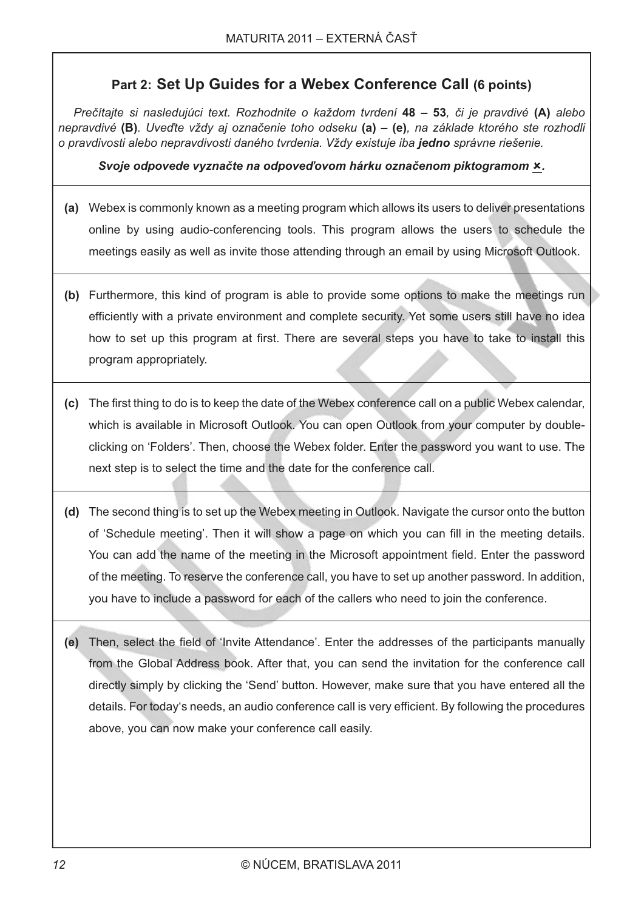## Part 2: Set Up Guides for a Webex Conference Call (6 points)

*Prečítajte si nasledujúci text. Rozhodnite o každom tvrdení* **48 – 53***, či je pravdivé* **(A)** *alebo nepravdivé* **(B)***. Uveďte vždy aj označenie toho odseku* **(a) – (e)***, na základe ktorého ste rozhodli o pravdivosti alebo nepravdivosti daného tvrdenia. Vždy existuje iba* ***jedno*** *správne riešenie.*

***Svoje odpovede vyznačte na odpoveďovom hárku označenom piktogramom ×.***

**(a)** Webex is commonly known as a meeting program which allows its users to deliver presentations online by using audio-conferencing tools. This program allows the users to schedule the meetings easily as well as invite those attending through an email by using Microsoft Outlook.

**(b)** Furthermore, this kind of program is able to provide some options to make the meetings run efficiently with a private environment and complete security. Yet some users still have no idea how to set up this program at first. There are several steps you have to take to install this program appropriately.

**(c)** The first thing to do is to keep the date of the Webex conference call on a public Webex calendar, which is available in Microsoft Outlook. You can open Outlook from your computer by double-clicking on 'Folders'. Then, choose the Webex folder. Enter the password you want to use. The next step is to select the time and the date for the conference call.

**(d)** The second thing is to set up the Webex meeting in Outlook. Navigate the cursor onto the button of 'Schedule meeting'. Then it will show a page on which you can fill in the meeting details. You can add the name of the meeting in the Microsoft appointment field. Enter the password of the meeting. To reserve the conference call, you have to set up another password. In addition, you have to include a password for each of the callers who need to join the conference.

**(e)** Then, select the field of 'Invite Attendance'. Enter the addresses of the participants manually from the Global Address book. After that, you can send the invitation for the conference call directly simply by clicking the 'Send' button. However, make sure that you have entered all the details. For today's needs, an audio conference call is very efficient. By following the procedures above, you can now make your conference call easily.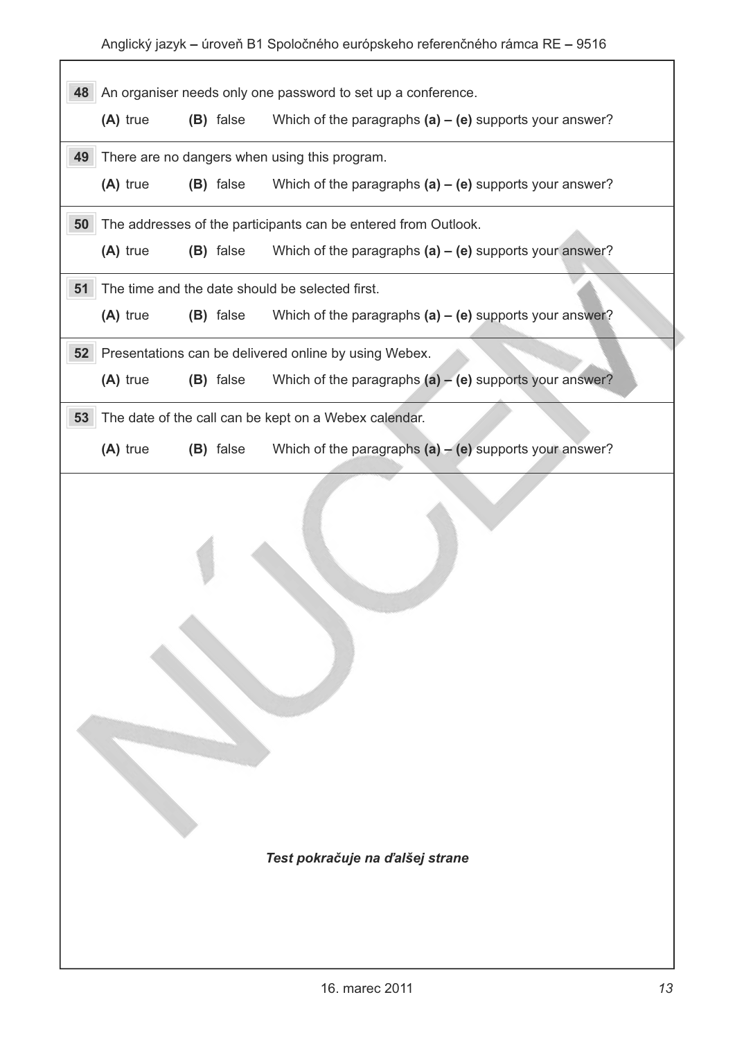**48** An organiser needs only one password to set up a conference.

**(A)** true **(B)** false Which of the paragraphs **(a) – (e)** supports your answer?

**49** There are no dangers when using this program.

**(A)** true **(B)** false Which of the paragraphs **(a) – (e)** supports your answer?

**50** The addresses of the participants can be entered from Outlook.

**(A)** true **(B)** false Which of the paragraphs **(a) – (e)** supports your answer?

**51** The time and the date should be selected first.

**(A)** true **(B)** false Which of the paragraphs **(a) – (e)** supports your answer?

**52** Presentations can be delivered online by using Webex.

**(A)** true **(B)** false Which of the paragraphs **(a) – (e)** supports your answer?

**53** The date of the call can be kept on a Webex calendar.

**(A)** true **(B)** false Which of the paragraphs **(a) – (e)** supports your answer?

***Test pokračuje na ďalšej strane***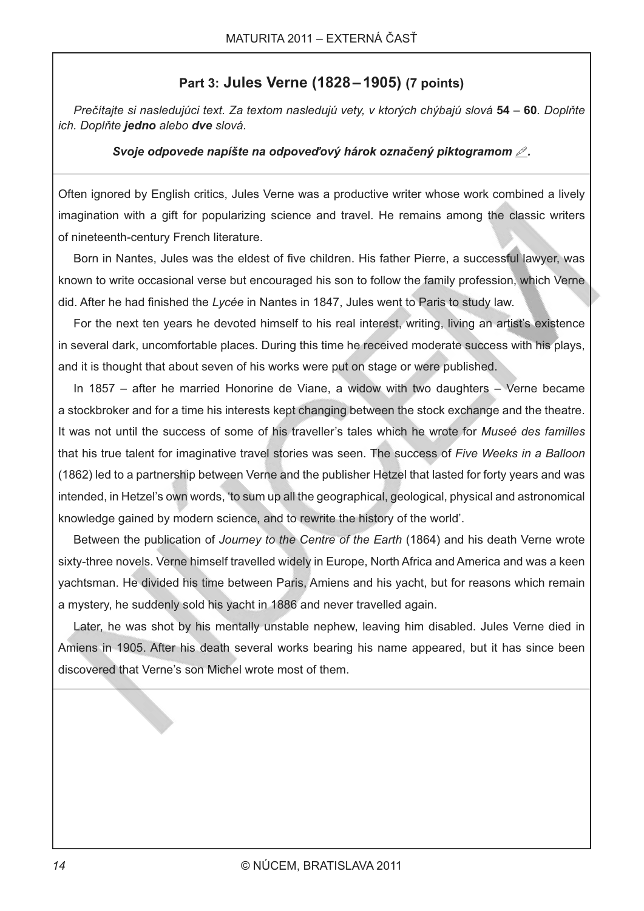## Part 3: Jules Verne (1828 – 1905) (7 points)

*Prečítajte si nasledujúci text. Za textom nasledujú vety, v ktorých chýbajú slová* **54** – **60***. Doplňte ich. Doplňte* ***jedno*** *alebo* ***dve*** *slová.*

***Svoje odpovede napíšte na odpoveďový hárok označený piktogramom ✎.***

Often ignored by English critics, Jules Verne was a productive writer whose work combined a lively imagination with a gift for popularizing science and travel. He remains among the classic writers of nineteenth-century French literature.

Born in Nantes, Jules was the eldest of five children. His father Pierre, a successful lawyer, was known to write occasional verse but encouraged his son to follow the family profession, which Verne did. After he had finished the *Lycée* in Nantes in 1847, Jules went to Paris to study law.

For the next ten years he devoted himself to his real interest, writing, living an artist's existence in several dark, uncomfortable places. During this time he received moderate success with his plays, and it is thought that about seven of his works were put on stage or were published.

In 1857 – after he married Honorine de Viane, a widow with two daughters – Verne became a stockbroker and for a time his interests kept changing between the stock exchange and the theatre. It was not until the success of some of his traveller's tales which he wrote for *Museé des familles* that his true talent for imaginative travel stories was seen. The success of *Five Weeks in a Balloon* (1862) led to a partnership between Verne and the publisher Hetzel that lasted for forty years and was intended, in Hetzel's own words, 'to sum up all the geographical, geological, physical and astronomical knowledge gained by modern science, and to rewrite the history of the world'.

Between the publication of *Journey to the Centre of the Earth* (1864) and his death Verne wrote sixty-three novels. Verne himself travelled widely in Europe, North Africa and America and was a keen yachtsman. He divided his time between Paris, Amiens and his yacht, but for reasons which remain a mystery, he suddenly sold his yacht in 1886 and never travelled again.

Later, he was shot by his mentally unstable nephew, leaving him disabled. Jules Verne died in Amiens in 1905. After his death several works bearing his name appeared, but it has since been discovered that Verne's son Michel wrote most of them.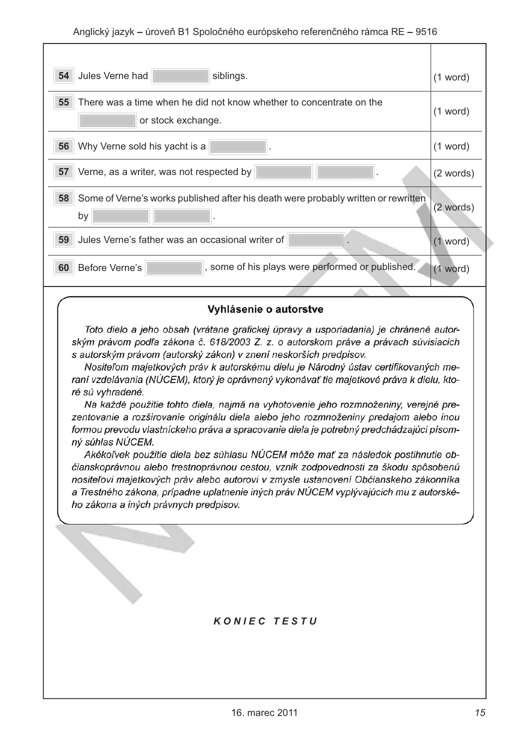| | | |
|---|---|---|
| 54 | Jules Verne had ________ siblings. | (1 word) |
| 55 | There was a time when he did not know whether to concentrate on the ________ or stock exchange. | (1 word) |
| 56 | Why Verne sold his yacht is a ________. | (1 word) |
| 57 | Verne, as a writer, was not respected by ________ ________. | (2 words) |
| 58 | Some of Verne's works published after his death were probably written or rewritten by ________ ________. | (2 words) |
| 59 | Jules Verne's father was an occasional writer of ________. | (1 word) |
| 60 | Before Verne's ________, some of his plays were performed or published. | (1 word) |

**Vyhlásenie o autorstve**

*Toto dielo a jeho obsah (vrátane grafickej úpravy a usporiadania) je chránené autorským právom podľa zákona č. 618/2003 Z. z. o autorskom práve a právach súvisiacich s autorským právom (autorský zákon) v znení neskorších predpisov.*

*Nositeľom majetkových práv k autorskému dielu je Národný ústav certifikovaných meraní vzdelávania (NÚCEM), ktorý je oprávnený vykonávať tie majetkové práva k dielu, ktoré sú vyhradené.*

*Na každé použitie tohto diela, najmä na vyhotovenie jeho rozmnoženiny, verejné prezentovanie a rozširovanie originálu diela alebo jeho rozmnoženiny predajom alebo inou formou prevodu vlastníckeho práva a spracovanie diela je potrebný predchádzajúci písomný súhlas NÚCEM.*

*Akékoľvek použitie diela bez súhlasu NÚCEM môže mať za následok postihnutie občianskoprávnou alebo trestnoprávnou cestou, vznik zodpovednosti za škodu spôsobenú nositeľovi majetkových práv alebo autorovi v zmysle ustanovení Občianskeho zákonníka a Trestného zákona, prípadne uplatnenie iných práv NÚCEM vyplývajúcich mu z autorského zákona a iných právnych predpisov.*

***K O N I E C   T E S T U***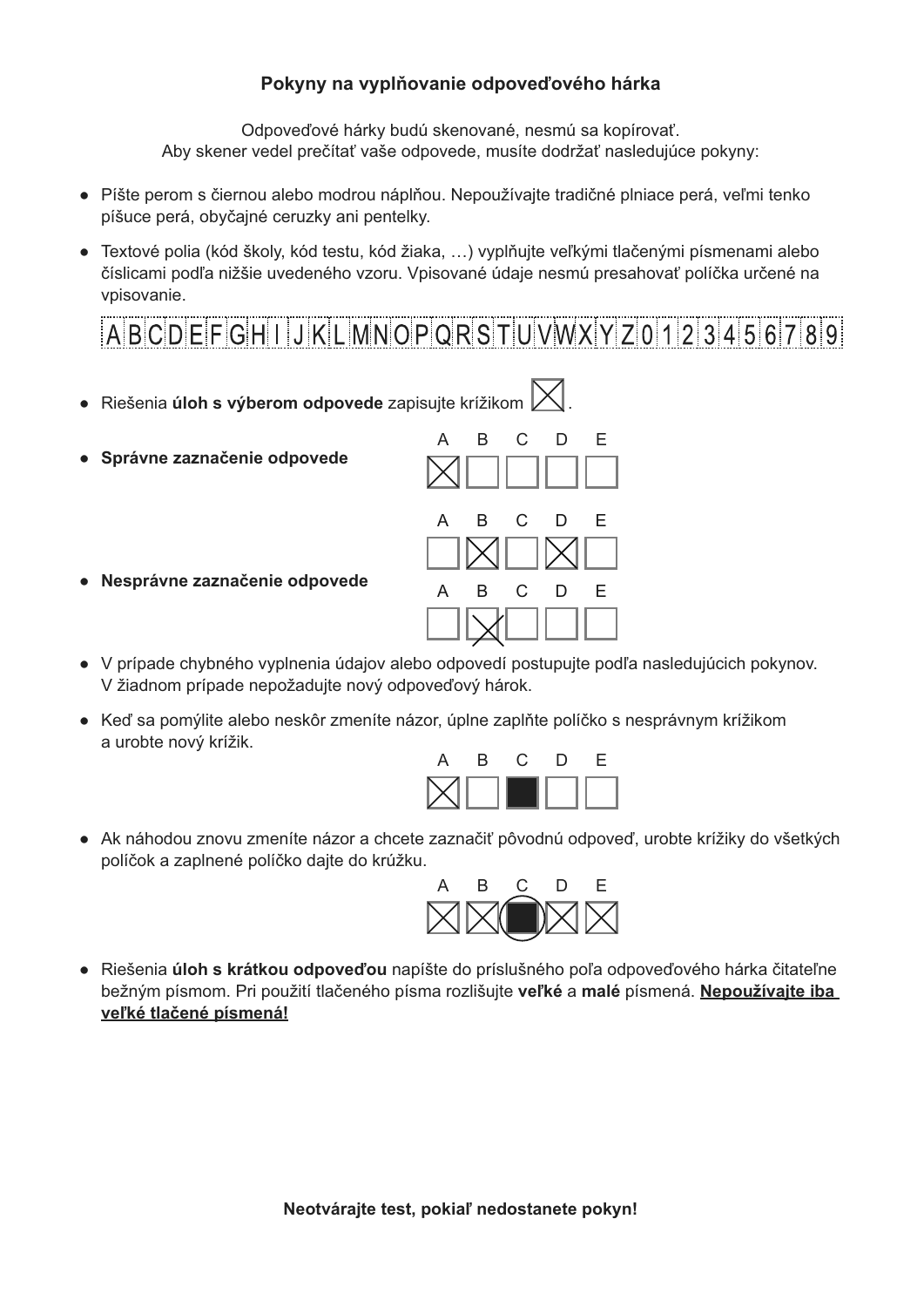## Pokyny na vyplňovanie odpoveďového hárka

Odpoveďové hárky budú skenované, nesmú sa kopírovať.
Aby skener vedel prečítať vaše odpovede, musíte dodržať nasledujúce pokyny:

- Píšte perom s čiernou alebo modrou náplňou. Nepoužívajte tradičné plniace perá, veľmi tenko píšuce perá, obyčajné ceruzky ani pentelky.
- Textové polia (kód školy, kód testu, kód žiaka, …) vypĺňujte veľkými tlačenými písmenami alebo číslicami podľa nižšie uvedeného vzoru. Vpisované údaje nesmú presahovať políčka určené na vpisovanie.

A B C D E F G H I J K L M N O P Q R S T U V W X Y Z 0 1 2 3 4 5 6 7 8 9

- Riešenia **úloh s výberom odpovede** zapisujte krížikom ☒.
- **Správne zaznačenie odpovede**

A B C D E

- **Nesprávne zaznačenie odpovede**

A B C D E

A B C D E

- V prípade chybného vyplnenia údajov alebo odpovedí postupujte podľa nasledujúcich pokynov. V žiadnom prípade nepožadujte nový odpoveďový hárok.
- Keď sa pomýlite alebo neskôr zmeníte názor, úplne zaplňte políčko s nesprávnym krížikom a urobte nový krížik.

A B C D E

- Ak náhodou znovu zmeníte názor a chcete zaznačiť pôvodnú odpoveď, urobte krížiky do všetkých políčok a zaplnené políčko dajte do krúžku.

A B C D E

- Riešenia **úloh s krátkou odpoveďou** napíšte do príslušného poľa odpoveďového hárka čitateľne bežným písmom. Pri použití tlačeného písma rozlišujte **veľké** a **malé** písmená. **Nepoužívajte iba veľké tlačené písmená!**

**Neotvárajte test, pokiaľ nedostanete pokyn!**